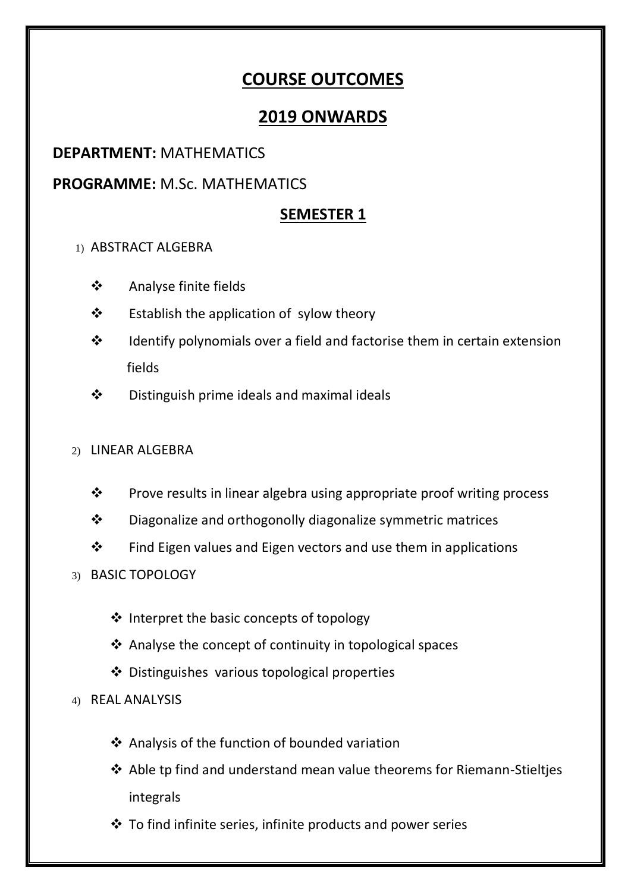# COURSE OUTCOMES

# 2019 ONWARDS

**DEPARTMENT:** MATHEMATICS

**PROGRAMME:** M.Sc. MATHEMATICS

## SEMESTER 1

1) ABSTRACT ALGEBRA

- Analyse finite fields
- Establish the application of sylow theory
- Identify polynomials over a field and factorise them in certain extension fields
- Distinguish prime ideals and maximal ideals

2) LINEAR ALGEBRA

- Prove results in linear algebra using appropriate proof writing process
- Diagonalize and orthogonolly diagonalize symmetric matrices
- Find Eigen values and Eigen vectors and use them in applications

3) BASIC TOPOLOGY

- Interpret the basic concepts of topology
- Analyse the concept of continuity in topological spaces
- Distinguishes various topological properties

4) REAL ANALYSIS

- Analysis of the function of bounded variation
- Able tp find and understand mean value theorems for Riemann-Stieltjes integrals
- To find infinite series, infinite products and power series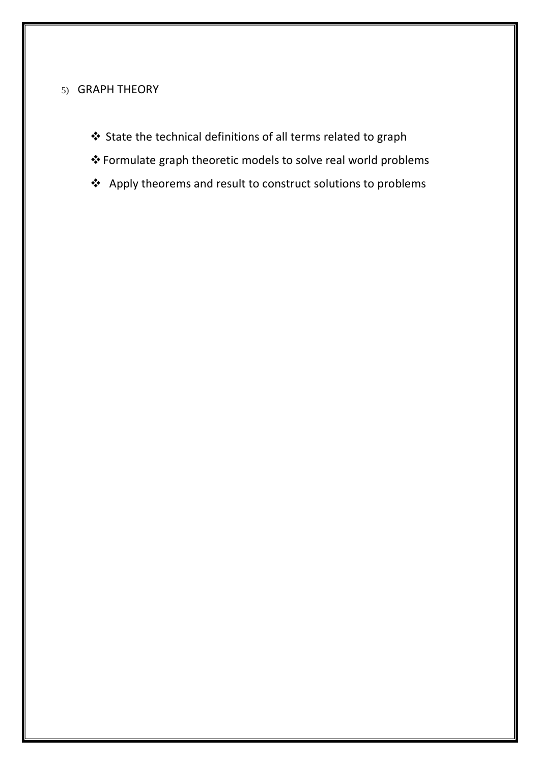5) GRAPH THEORY

- ❖ State the technical definitions of all terms related to graph
- ❖ Formulate graph theoretic models to solve real world problems
- ❖ Apply theorems and result to construct solutions to problems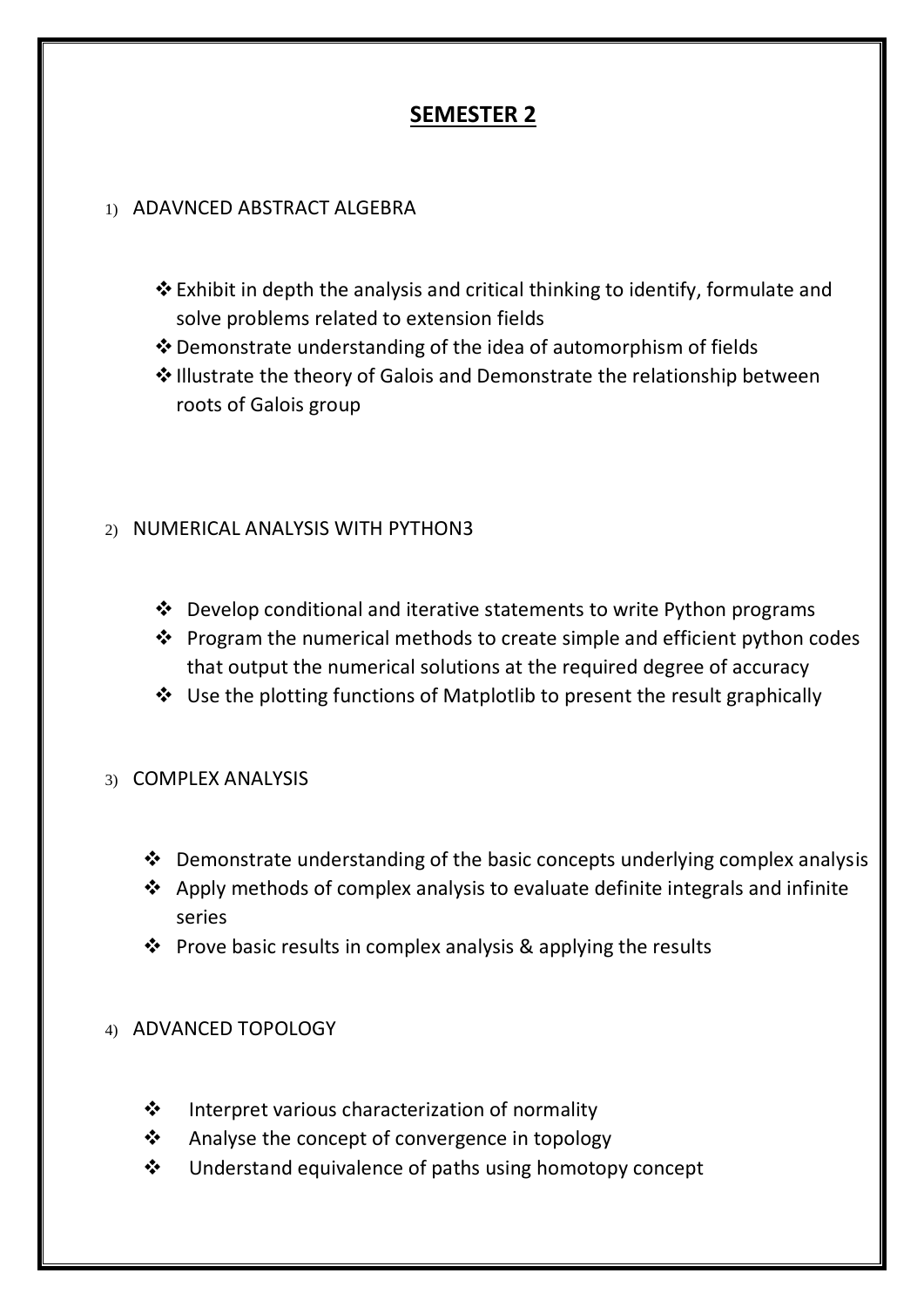# SEMESTER 2

1) ADAVNCED ABSTRACT ALGEBRA

- Exhibit in depth the analysis and critical thinking to identify, formulate and solve problems related to extension fields
- Demonstrate understanding of the idea of automorphism of fields
- Illustrate the theory of Galois and Demonstrate the relationship between roots of Galois group

2) NUMERICAL ANALYSIS WITH PYTHON3

- Develop conditional and iterative statements to write Python programs
- Program the numerical methods to create simple and efficient python codes that output the numerical solutions at the required degree of accuracy
- Use the plotting functions of Matplotlib to present the result graphically

3) COMPLEX ANALYSIS

- Demonstrate understanding of the basic concepts underlying complex analysis
- Apply methods of complex analysis to evaluate definite integrals and infinite series
- Prove basic results in complex analysis & applying the results

4) ADVANCED TOPOLOGY

- Interpret various characterization of normality
- Analyse the concept of convergence in topology
- Understand equivalence of paths using homotopy concept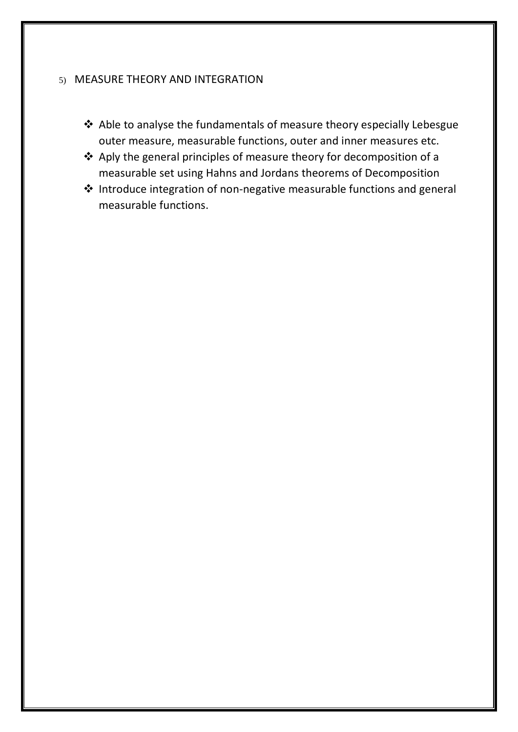5) MEASURE THEORY AND INTEGRATION

- Able to analyse the fundamentals of measure theory especially Lebesgue outer measure, measurable functions, outer and inner measures etc.
- Aply the general principles of measure theory for decomposition of a measurable set using Hahns and Jordans theorems of Decomposition
- Introduce integration of non-negative measurable functions and general measurable functions.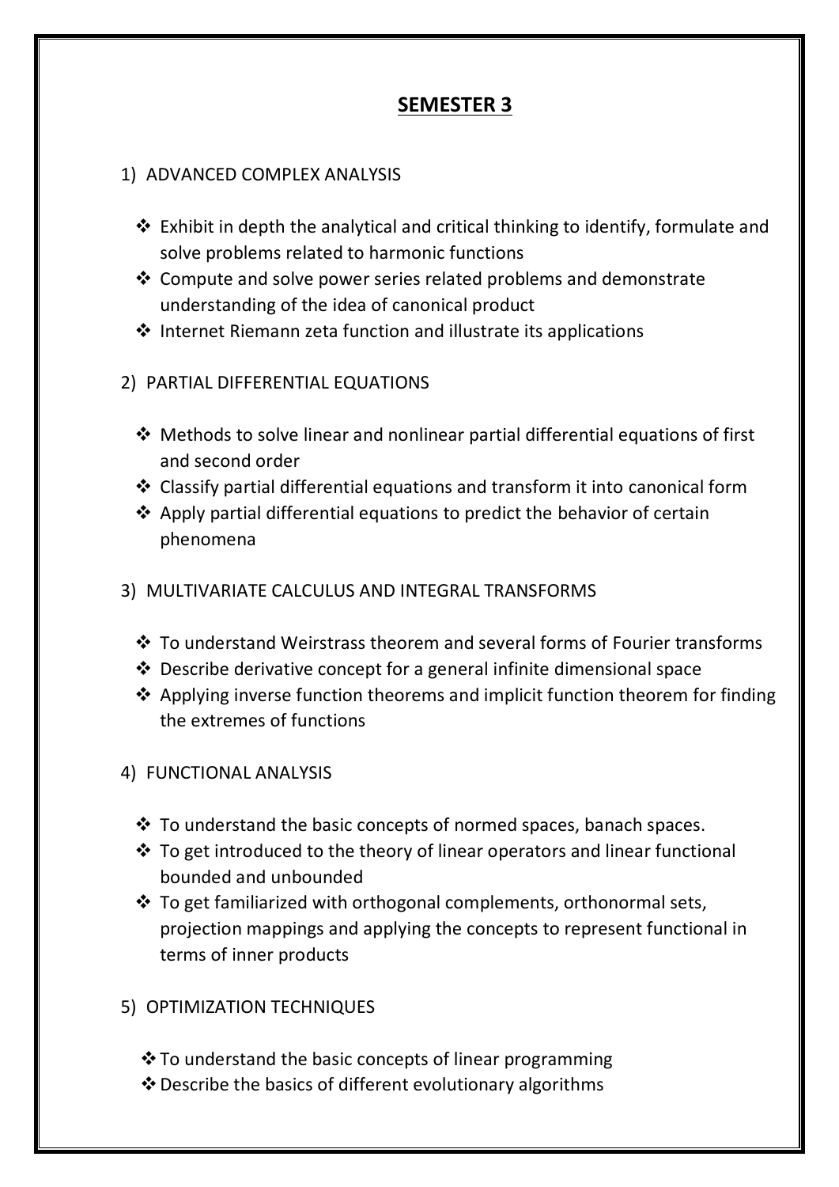# SEMESTER 3

1) ADVANCED COMPLEX ANALYSIS

- Exhibit in depth the analytical and critical thinking to identify, formulate and solve problems related to harmonic functions
- Compute and solve power series related problems and demonstrate understanding of the idea of canonical product
- Internet Riemann zeta function and illustrate its applications

2) PARTIAL DIFFERENTIAL EQUATIONS

- Methods to solve linear and nonlinear partial differential equations of first and second order
- Classify partial differential equations and transform it into canonical form
- Apply partial differential equations to predict the behavior of certain phenomena

3) MULTIVARIATE CALCULUS AND INTEGRAL TRANSFORMS

- To understand Weirstrass theorem and several forms of Fourier transforms
- Describe derivative concept for a general infinite dimensional space
- Applying inverse function theorems and implicit function theorem for finding the extremes of functions

4) FUNCTIONAL ANALYSIS

- To understand the basic concepts of normed spaces, banach spaces.
- To get introduced to the theory of linear operators and linear functional bounded and unbounded
- To get familiarized with orthogonal complements, orthonormal sets, projection mappings and applying the concepts to represent functional in terms of inner products

5) OPTIMIZATION TECHNIQUES

- To understand the basic concepts of linear programming
- Describe the basics of different evolutionary algorithms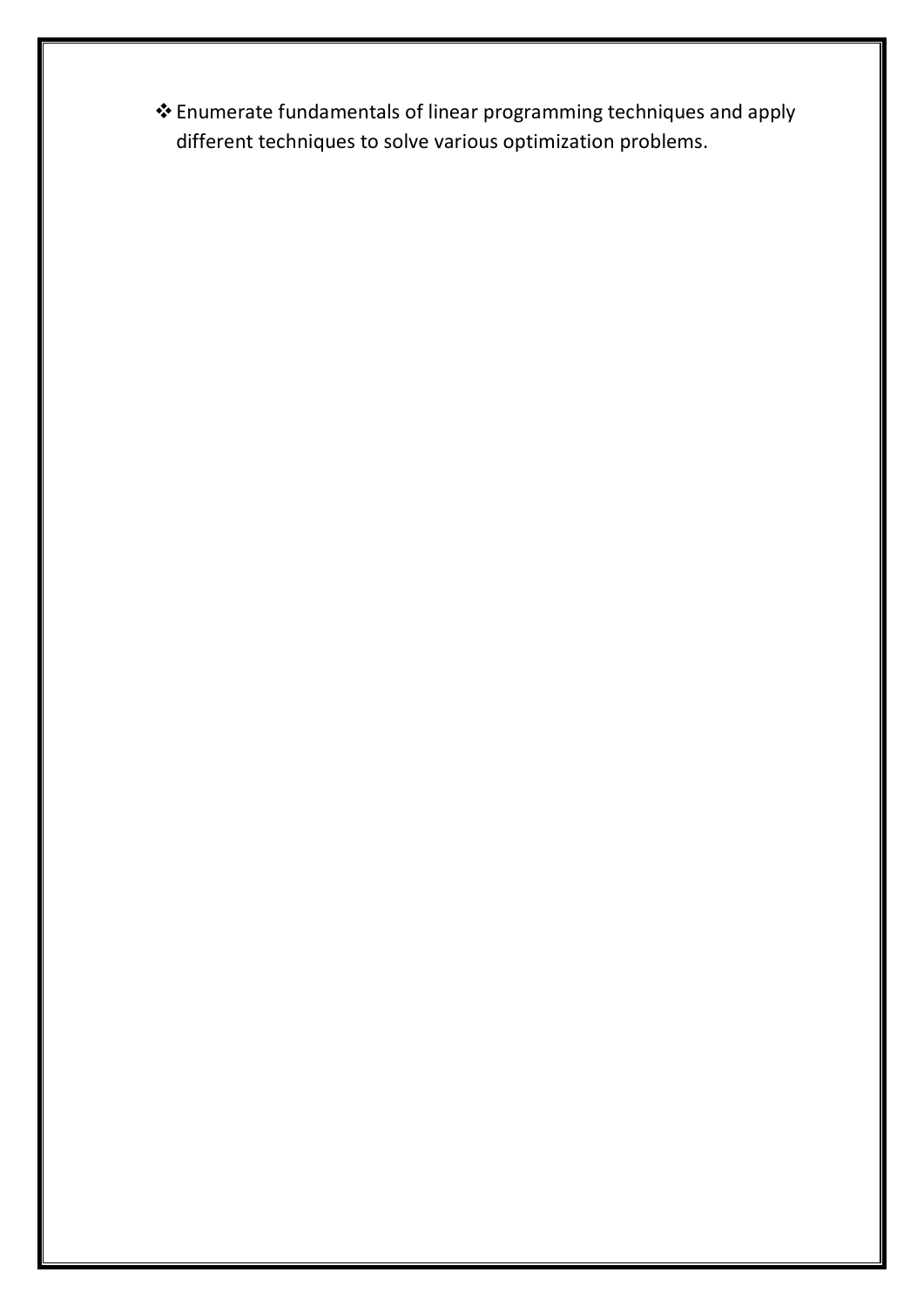- Enumerate fundamentals of linear programming techniques and apply different techniques to solve various optimization problems.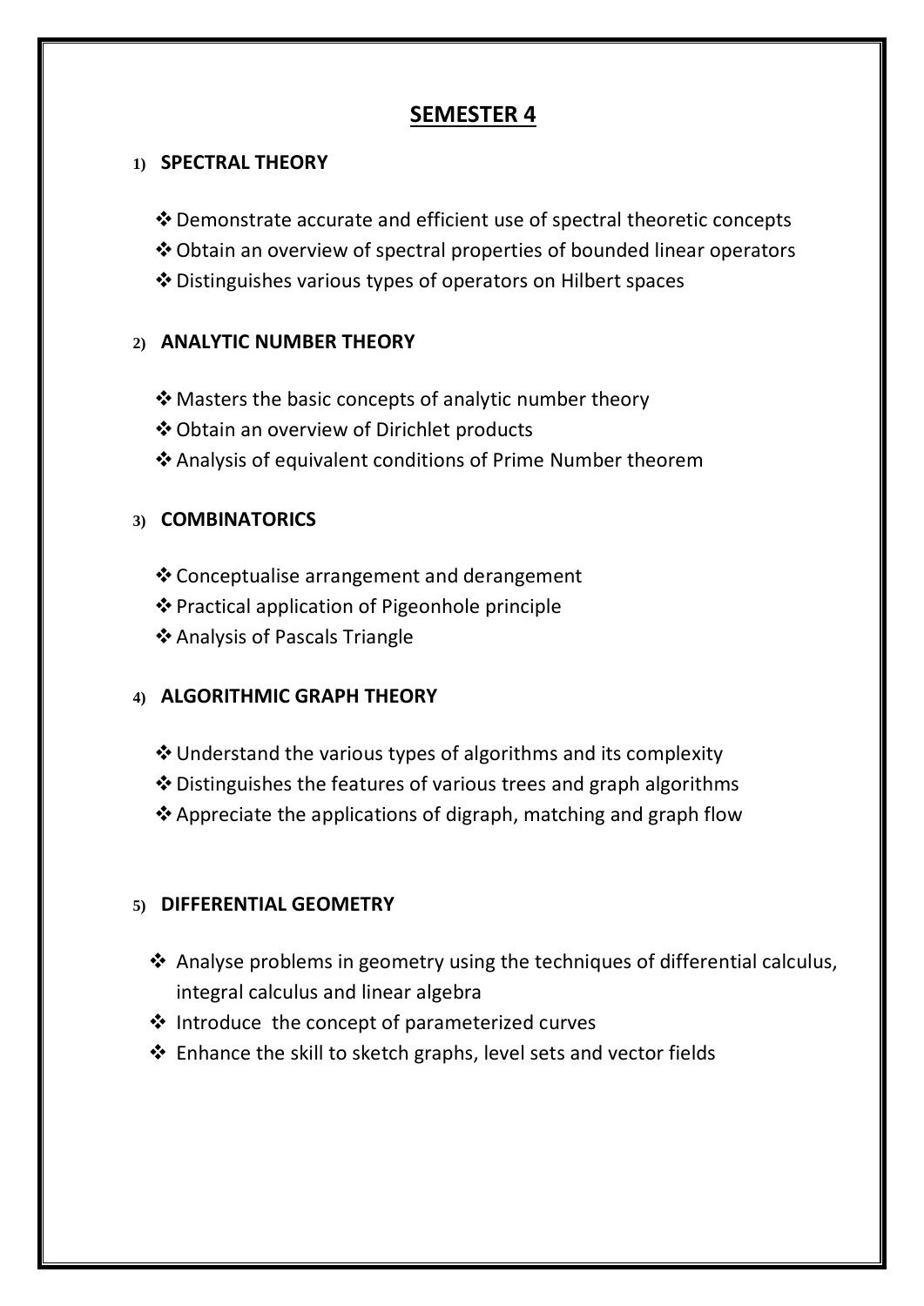# SEMESTER 4

## 1) SPECTRAL THEORY

- Demonstrate accurate and efficient use of spectral theoretic concepts
- Obtain an overview of spectral properties of bounded linear operators
- Distinguishes various types of operators on Hilbert spaces

## 2) ANALYTIC NUMBER THEORY

- Masters the basic concepts of analytic number theory
- Obtain an overview of Dirichlet products
- Analysis of equivalent conditions of Prime Number theorem

## 3) COMBINATORICS

- Conceptualise arrangement and derangement
- Practical application of Pigeonhole principle
- Analysis of Pascals Triangle

## 4) ALGORITHMIC GRAPH THEORY

- Understand the various types of algorithms and its complexity
- Distinguishes the features of various trees and graph algorithms
- Appreciate the applications of digraph, matching and graph flow

## 5) DIFFERENTIAL GEOMETRY

- Analyse problems in geometry using the techniques of differential calculus, integral calculus and linear algebra
- Introduce the concept of parameterized curves
- Enhance the skill to sketch graphs, level sets and vector fields